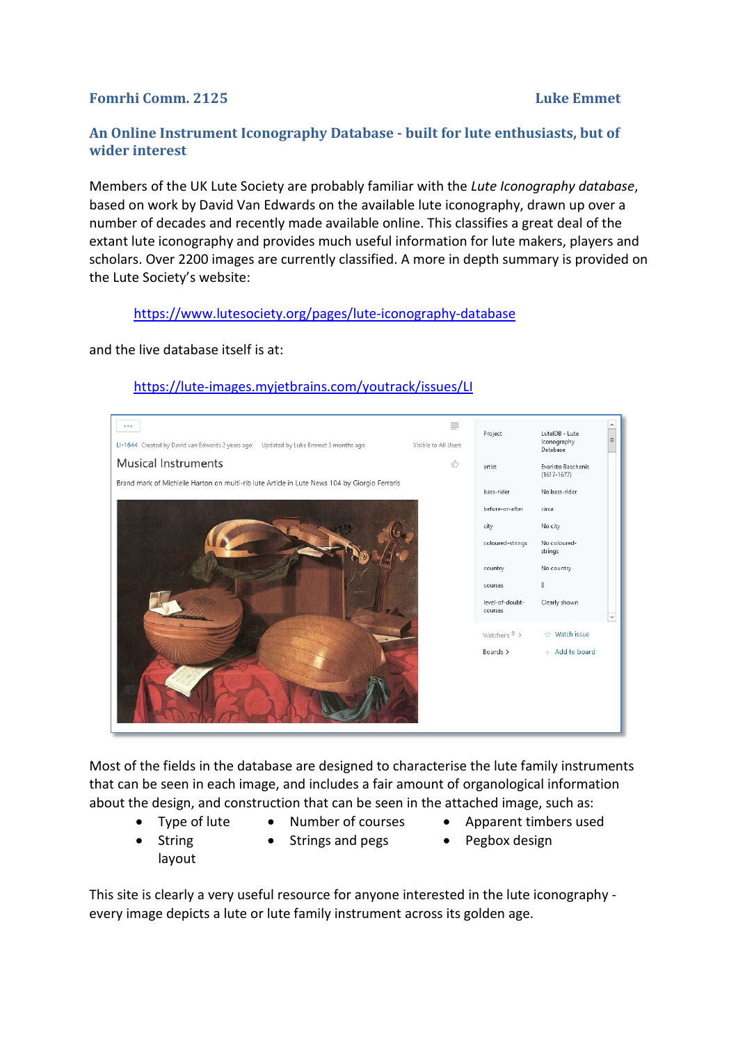**Fomrhi Comm. 2125** **Luke Emmet**

## An Online Instrument Iconography Database - built for lute enthusiasts, but of wider interest

Members of the UK Lute Society are probably familiar with the *Lute Iconography database*, based on work by David Van Edwards on the available lute iconography, drawn up over a number of decades and recently made available online. This classifies a great deal of the extant lute iconography and provides much useful information for lute makers, players and scholars. Over 2200 images are currently classified. A more in depth summary is provided on the Lute Society's website:

https://www.lutesociety.org/pages/lute-iconography-database

and the live database itself is at:

https://lute-images.myjetbrains.com/youtrack/issues/LI

Most of the fields in the database are designed to characterise the lute family instruments that can be seen in each image, and includes a fair amount of organological information about the design, and construction that can be seen in the attached image, such as:

- Type of lute
- String layout
- Number of courses
- Strings and pegs
- Apparent timbers used
- Pegbox design

This site is clearly a very useful resource for anyone interested in the lute iconography - every image depicts a lute or lute family instrument across its golden age.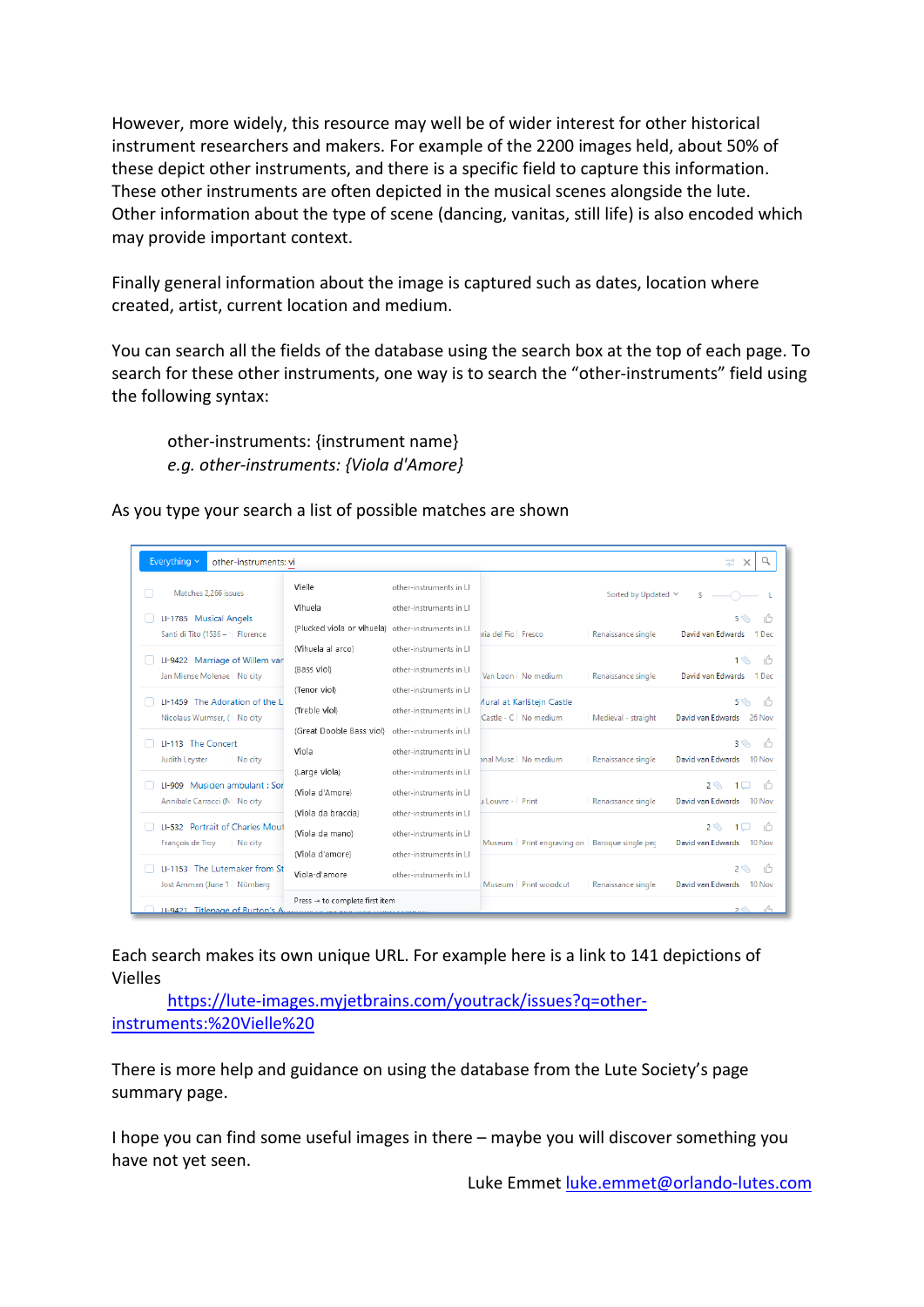However, more widely, this resource may well be of wider interest for other historical instrument researchers and makers. For example of the 2200 images held, about 50% of these depict other instruments, and there is a specific field to capture this information. These other instruments are often depicted in the musical scenes alongside the lute. Other information about the type of scene (dancing, vanitas, still life) is also encoded which may provide important context.

Finally general information about the image is captured such as dates, location where created, artist, current location and medium.

You can search all the fields of the database using the search box at the top of each page. To search for these other instruments, one way is to search the "other-instruments" field using the following syntax:

> other-instruments: {instrument name}
> *e.g. other-instruments: {Viola d'Amore}*

As you type your search a list of possible matches are shown

Each search makes its own unique URL. For example here is a link to 141 depictions of Vielles

> https://lute-images.myjetbrains.com/youtrack/issues?q=other-instruments:%20Vielle%20

There is more help and guidance on using the database from the Lute Society's page summary page.

I hope you can find some useful images in there – maybe you will discover something you have not yet seen.

Luke Emmet luke.emmet@orlando-lutes.com